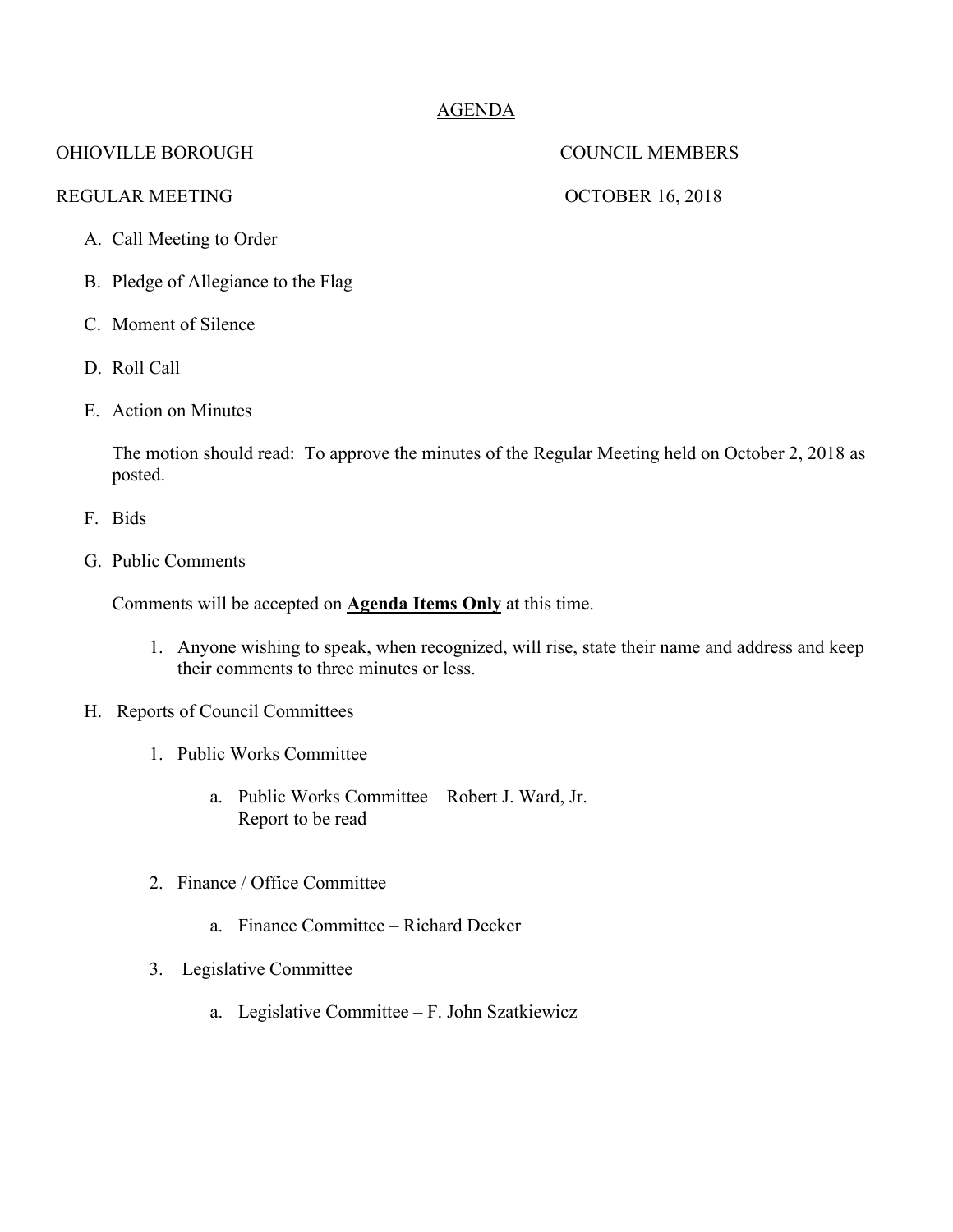<u>AGENDA</u>

OHIOVILLE BOROUGH COUNCIL MEMBERS

REGULAR MEETING OCTOBER 16, 2018

A. Call Meeting to Order

B. Pledge of Allegiance to the Flag

C. Moment of Silence

D. Roll Call

E. Action on Minutes

   The motion should read: To approve the minutes of the Regular Meeting held on October 2, 2018 as posted.

F. Bids

G. Public Comments

   Comments will be accepted on **<u>Agenda Items Only</u>** at this time.

   1. Anyone wishing to speak, when recognized, will rise, state their name and address and keep their comments to three minutes or less.

H. Reports of Council Committees

   1. Public Works Committee

      a. Public Works Committee – Robert J. Ward, Jr.
         Report to be read

   2. Finance / Office Committee

      a. Finance Committee – Richard Decker

   3. Legislative Committee

      a. Legislative Committee – F. John Szatkiewicz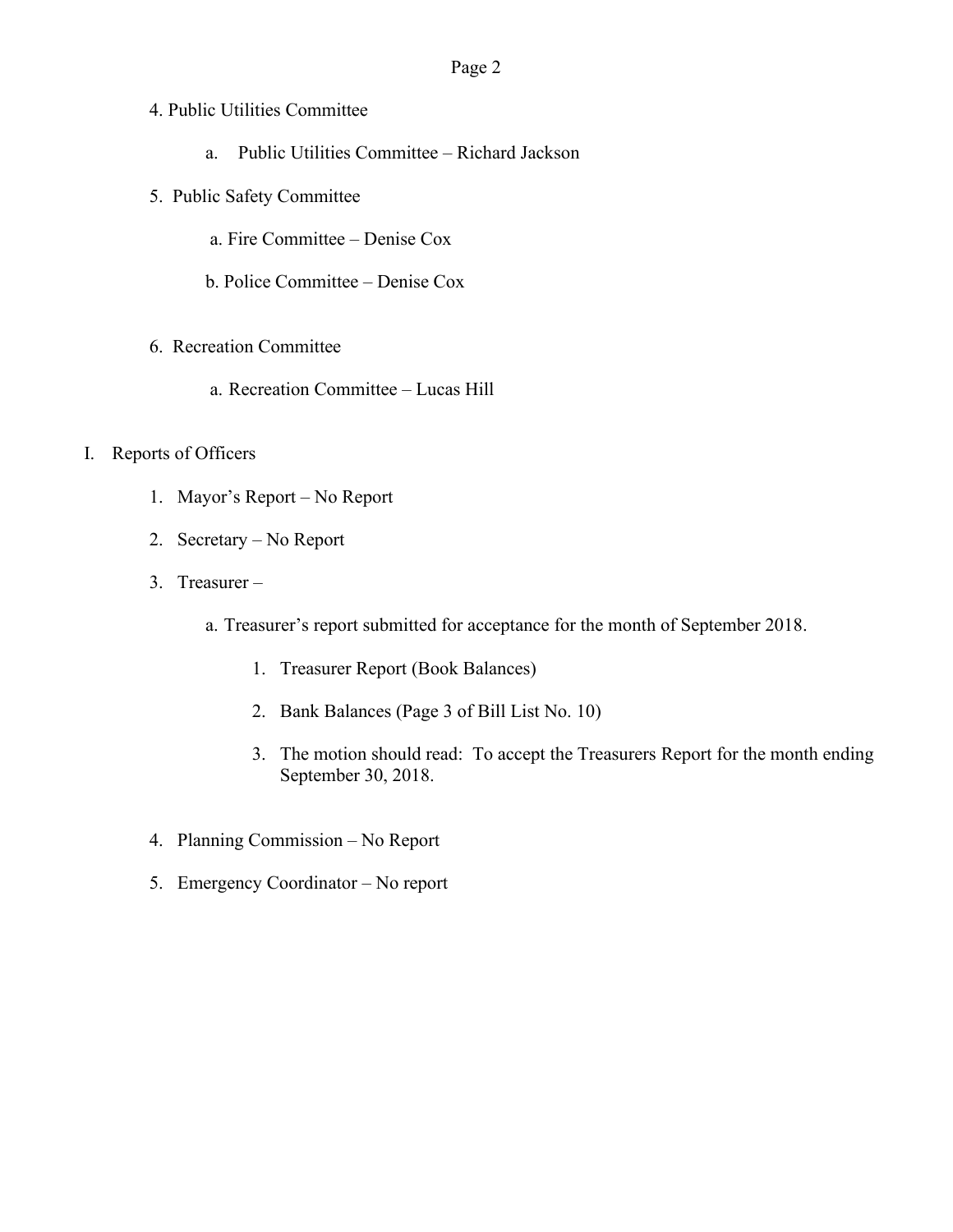4. Public Utilities Committee

    a. Public Utilities Committee – Richard Jackson

5. Public Safety Committee

    a. Fire Committee – Denise Cox

    b. Police Committee – Denise Cox

6. Recreation Committee

    a. Recreation Committee – Lucas Hill

I. Reports of Officers

    1. Mayor's Report – No Report

    2. Secretary – No Report

    3. Treasurer –

        a. Treasurer's report submitted for acceptance for the month of September 2018.

            1. Treasurer Report (Book Balances)

            2. Bank Balances (Page 3 of Bill List No. 10)

            3. The motion should read: To accept the Treasurers Report for the month ending September 30, 2018.

    4. Planning Commission – No Report

    5. Emergency Coordinator – No report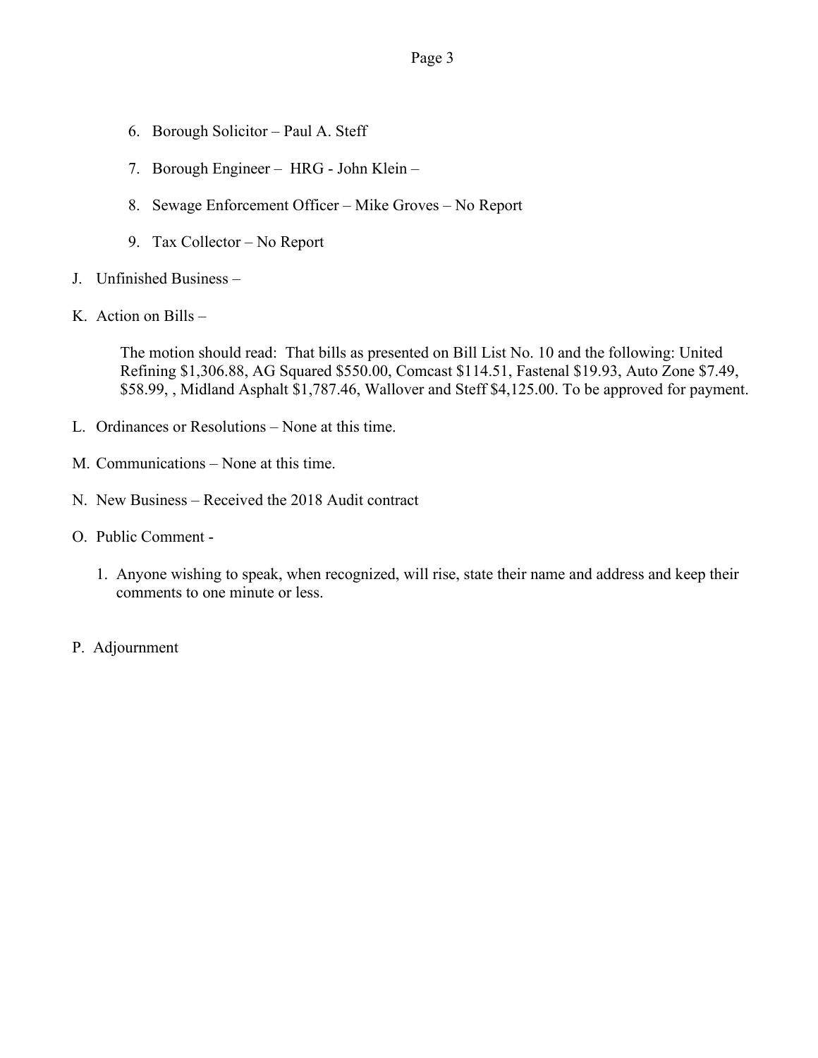6. Borough Solicitor – Paul A. Steff

7. Borough Engineer – HRG - John Klein –

8. Sewage Enforcement Officer – Mike Groves – No Report

9. Tax Collector – No Report

J. Unfinished Business –

K. Action on Bills –

   The motion should read: That bills as presented on Bill List No. 10 and the following: United Refining $1,306.88, AG Squared $550.00, Comcast $114.51, Fastenal $19.93, Auto Zone $7.49, $58.99, , Midland Asphalt $1,787.46, Wallover and Steff $4,125.00. To be approved for payment.

L. Ordinances or Resolutions – None at this time.

M. Communications – None at this time.

N. New Business – Received the 2018 Audit contract

O. Public Comment -

   1. Anyone wishing to speak, when recognized, will rise, state their name and address and keep their comments to one minute or less.

P. Adjournment